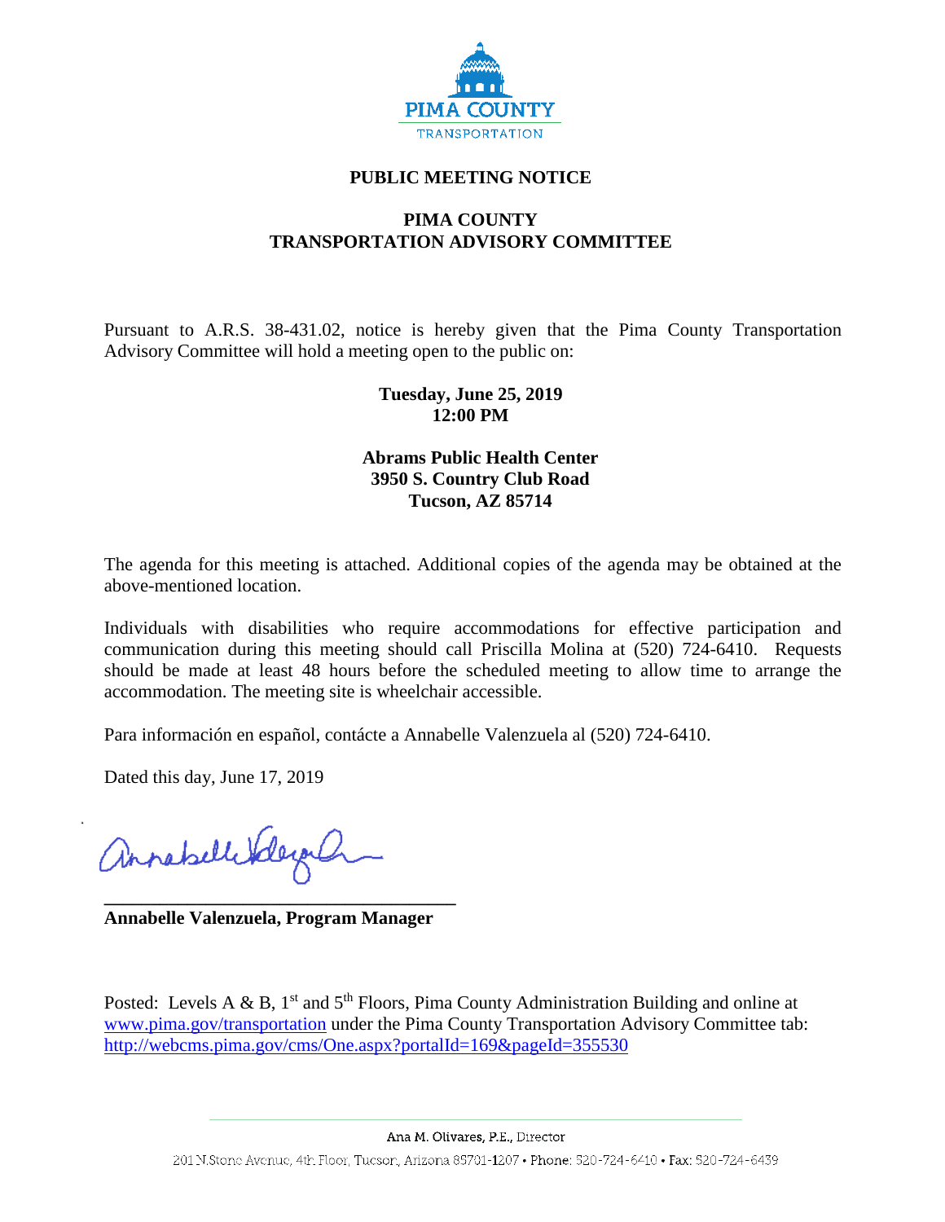PIMA COUNTY
TRANSPORTATION

# PUBLIC MEETING NOTICE

## PIMA COUNTY
## TRANSPORTATION ADVISORY COMMITTEE

Pursuant to A.R.S. 38-431.02, notice is hereby given that the Pima County Transportation Advisory Committee will hold a meeting open to the public on:

**Tuesday, June 25, 2019**
**12:00 PM**

**Abrams Public Health Center**
**3950 S. Country Club Road**
**Tucson, AZ 85714**

The agenda for this meeting is attached. Additional copies of the agenda may be obtained at the above-mentioned location.

Individuals with disabilities who require accommodations for effective participation and communication during this meeting should call Priscilla Molina at (520) 724-6410. Requests should be made at least 48 hours before the scheduled meeting to allow time to arrange the accommodation. The meeting site is wheelchair accessible.

Para información en español, contácte a Annabelle Valenzuela al (520) 724-6410.

Dated this day, June 17, 2019

**Annabelle Valenzuela, Program Manager**

Posted: Levels A & B, 1st and 5th Floors, Pima County Administration Building and online at www.pima.gov/transportation under the Pima County Transportation Advisory Committee tab: http://webcms.pima.gov/cms/One.aspx?portalId=169&pageId=355530

Ana M. Olivares, P.E., Director
201 N.Stone Avenue, 4th Floor, Tucson, Arizona 85701-1207 • Phone: 520-724-6410 • Fax: 520-724-6439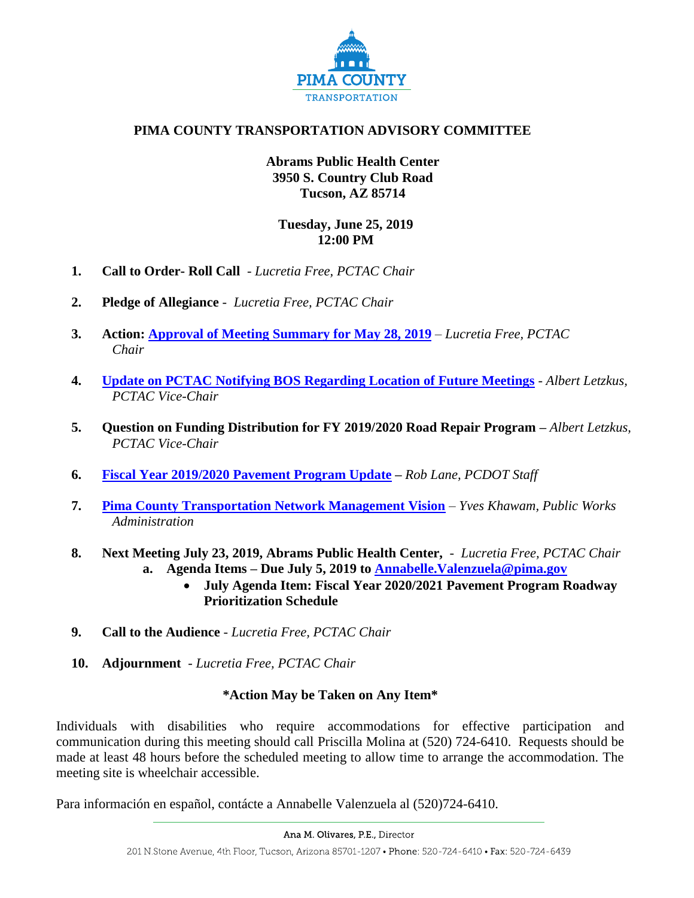PIMA COUNTY TRANSPORTATION

# PIMA COUNTY TRANSPORTATION ADVISORY COMMITTEE

**Abrams Public Health Center**
**3950 S. Country Club Road**
**Tucson, AZ 85714**

**Tuesday, June 25, 2019**
**12:00 PM**

1. **Call to Order- Roll Call** - *Lucretia Free, PCTAC Chair*

2. **Pledge of Allegiance** - *Lucretia Free, PCTAC Chair*

3. **Action: Approval of Meeting Summary for May 28, 2019** – *Lucretia Free, PCTAC Chair*

4. **Update on PCTAC Notifying BOS Regarding Location of Future Meetings** - *Albert Letzkus, PCTAC Vice-Chair*

5. **Question on Funding Distribution for FY 2019/2020 Road Repair Program –** *Albert Letzkus, PCTAC Vice-Chair*

6. **Fiscal Year 2019/2020 Pavement Program Update –** *Rob Lane, PCDOT Staff*

7. **Pima County Transportation Network Management Vision** – *Yves Khawam, Public Works Administration*

8. **Next Meeting July 23, 2019, Abrams Public Health Center,** - *Lucretia Free, PCTAC Chair*
   a. **Agenda Items – Due July 5, 2019 to Annabelle.Valenzuela@pima.gov**
      - **July Agenda Item: Fiscal Year 2020/2021 Pavement Program Roadway Prioritization Schedule**

9. **Call to the Audience** - *Lucretia Free, PCTAC Chair*

10. **Adjournment** - *Lucretia Free, PCTAC Chair*

**\*Action May be Taken on Any Item\***

Individuals with disabilities who require accommodations for effective participation and communication during this meeting should call Priscilla Molina at (520) 724-6410. Requests should be made at least 48 hours before the scheduled meeting to allow time to arrange the accommodation. The meeting site is wheelchair accessible.

Para información en español, contácte a Annabelle Valenzuela al (520)724-6410.

Ana M. Olivares, P.E., Director

201 N.Stone Avenue, 4th Floor, Tucson, Arizona 85701-1207 • Phone: 520-724-6410 • Fax: 520-724-6439